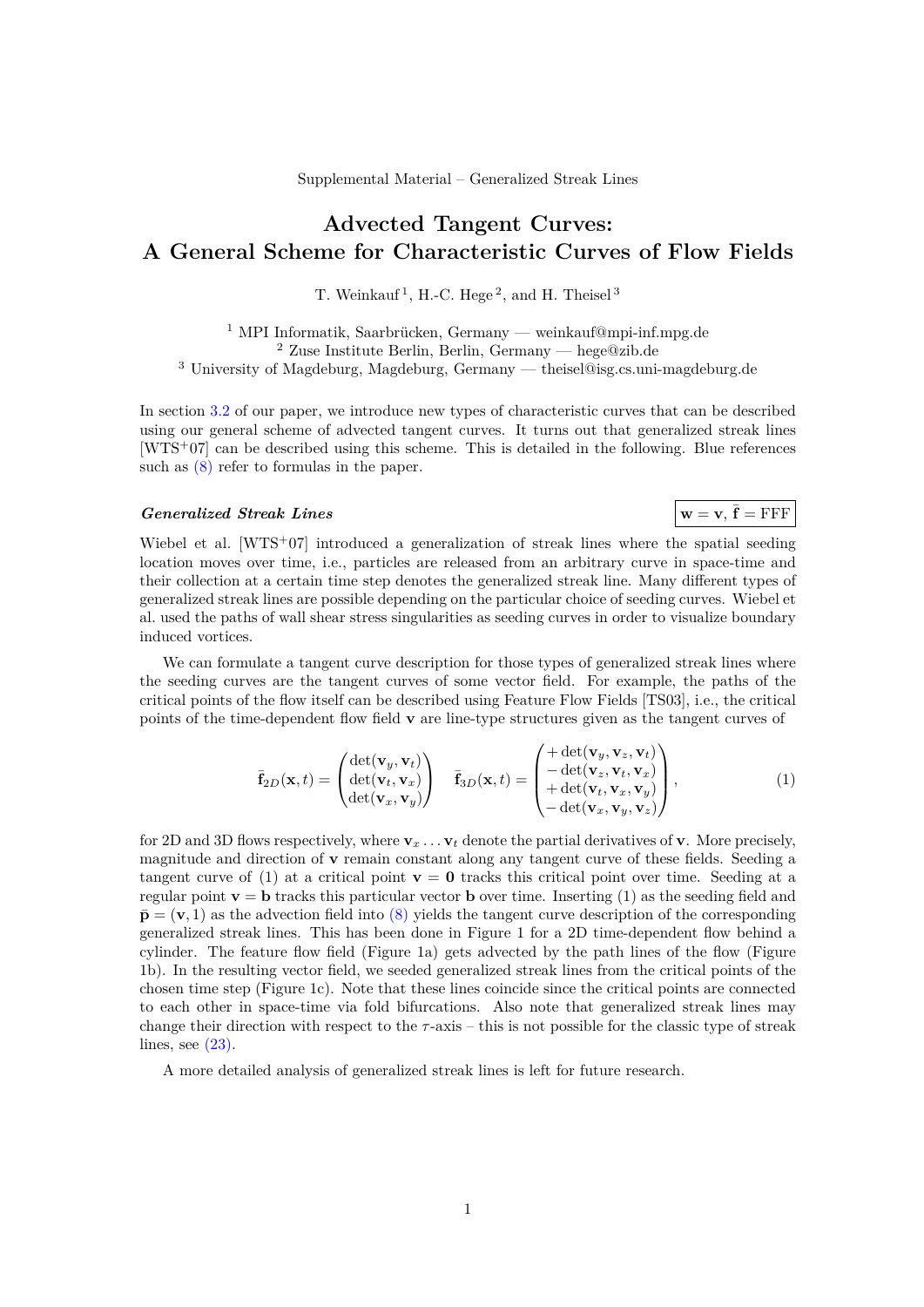Supplemental Material – Generalized Streak Lines

# Advected Tangent Curves: A General Scheme for Characteristic Curves of Flow Fields

T. Weinkauf [1], H.-C. Hege [2], and H. Theisel [3]

[1] MPI Informatik, Saarbrücken, Germany — weinkauf@mpi-inf.mpg.de
[2] Zuse Institute Berlin, Berlin, Germany — hege@zib.de
[3] University of Magdeburg, Magdeburg, Germany — theisel@isg.cs.uni-magdeburg.de

In section 3.2 of our paper, we introduce new types of characteristic curves that can be described using our general scheme of advected tangent curves. It turns out that generalized streak lines [WTS+07] can be described using this scheme. This is detailed in the following. Blue references such as (8) refer to formulas in the paper.

### *Generalized Streak Lines*

$\mathbf{w} = \mathbf{v}$, $\bar{\mathbf{f}} = \text{FFF}$

Wiebel et al. [WTS+07] introduced a generalization of streak lines where the spatial seeding location moves over time, i.e., particles are released from an arbitrary curve in space-time and their collection at a certain time step denotes the generalized streak line. Many different types of generalized streak lines are possible depending on the particular choice of seeding curves. Wiebel et al. used the paths of wall shear stress singularities as seeding curves in order to visualize boundary induced vortices.

We can formulate a tangent curve description for those types of generalized streak lines where the seeding curves are the tangent curves of some vector field. For example, the paths of the critical points of the flow itself can be described using Feature Flow Fields [TS03], i.e., the critical points of the time-dependent flow field $\mathbf{v}$ are line-type structures given as the tangent curves of

$$\bar{\mathbf{f}}_{2D}(\mathbf{x},t) = \begin{pmatrix} \det(\mathbf{v}_y, \mathbf{v}_t) \\ \det(\mathbf{v}_t, \mathbf{v}_x) \\ \det(\mathbf{v}_x, \mathbf{v}_y) \end{pmatrix} \quad \bar{\mathbf{f}}_{3D}(\mathbf{x},t) = \begin{pmatrix} +\det(\mathbf{v}_y, \mathbf{v}_z, \mathbf{v}_t) \\ -\det(\mathbf{v}_z, \mathbf{v}_t, \mathbf{v}_x) \\ +\det(\mathbf{v}_t, \mathbf{v}_x, \mathbf{v}_y) \\ -\det(\mathbf{v}_x, \mathbf{v}_y, \mathbf{v}_z) \end{pmatrix}, \tag{1}$$

for 2D and 3D flows respectively, where $\mathbf{v}_x \dots \mathbf{v}_t$ denote the partial derivatives of $\mathbf{v}$. More precisely, magnitude and direction of $\mathbf{v}$ remain constant along any tangent curve of these fields. Seeding a tangent curve of (1) at a critical point $\mathbf{v} = \mathbf{0}$ tracks this critical point over time. Seeding at a regular point $\mathbf{v} = \mathbf{b}$ tracks this particular vector $\mathbf{b}$ over time. Inserting (1) as the seeding field and $\bar{\mathbf{p}} = (\mathbf{v}, 1)$ as the advection field into (8) yields the tangent curve description of the corresponding generalized streak lines. This has been done in Figure 1 for a 2D time-dependent flow behind a cylinder. The feature flow field (Figure 1a) gets advected by the path lines of the flow (Figure 1b). In the resulting vector field, we seeded generalized streak lines from the critical points of the chosen time step (Figure 1c). Note that these lines coincide since the critical points are connected to each other in space-time via fold bifurcations. Also note that generalized streak lines may change their direction with respect to the $\tau$-axis – this is not possible for the classic type of streak lines, see (23).

A more detailed analysis of generalized streak lines is left for future research.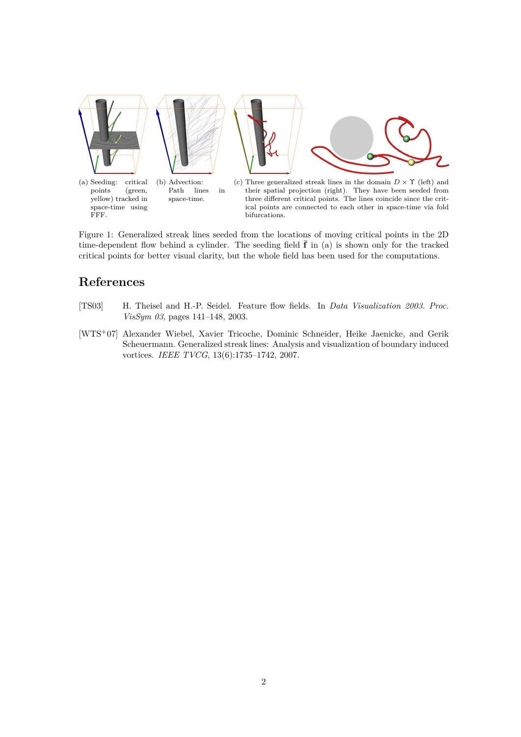(a) Seeding: critical points (green, yellow) tracked in space-time using FFF.

(b) Advection: Path lines in space-time.

(c) Three generalized streak lines in the domain $D \times \Upsilon$ (left) and their spatial projection (right). They have been seeded from three different critical points. The lines coincide since the critical points are connected to each other in space-time via fold bifurcations.

Figure 1: Generalized streak lines seeded from the locations of moving critical points in the 2D time-dependent flow behind a cylinder. The seeding field $\bar{\mathbf{f}}$ in (a) is shown only for the tracked critical points for better visual clarity, but the whole field has been used for the computations.

## References

[TS03] H. Theisel and H.-P. Seidel. Feature flow fields. In *Data Visualization 2003. Proc. VisSym 03*, pages 141–148, 2003.

[WTS+07] Alexander Wiebel, Xavier Tricoche, Dominic Schneider, Heike Jaenicke, and Gerik Scheuermann. Generalized streak lines: Analysis and visualization of boundary induced vortices. *IEEE TVCG*, 13(6):1735–1742, 2007.